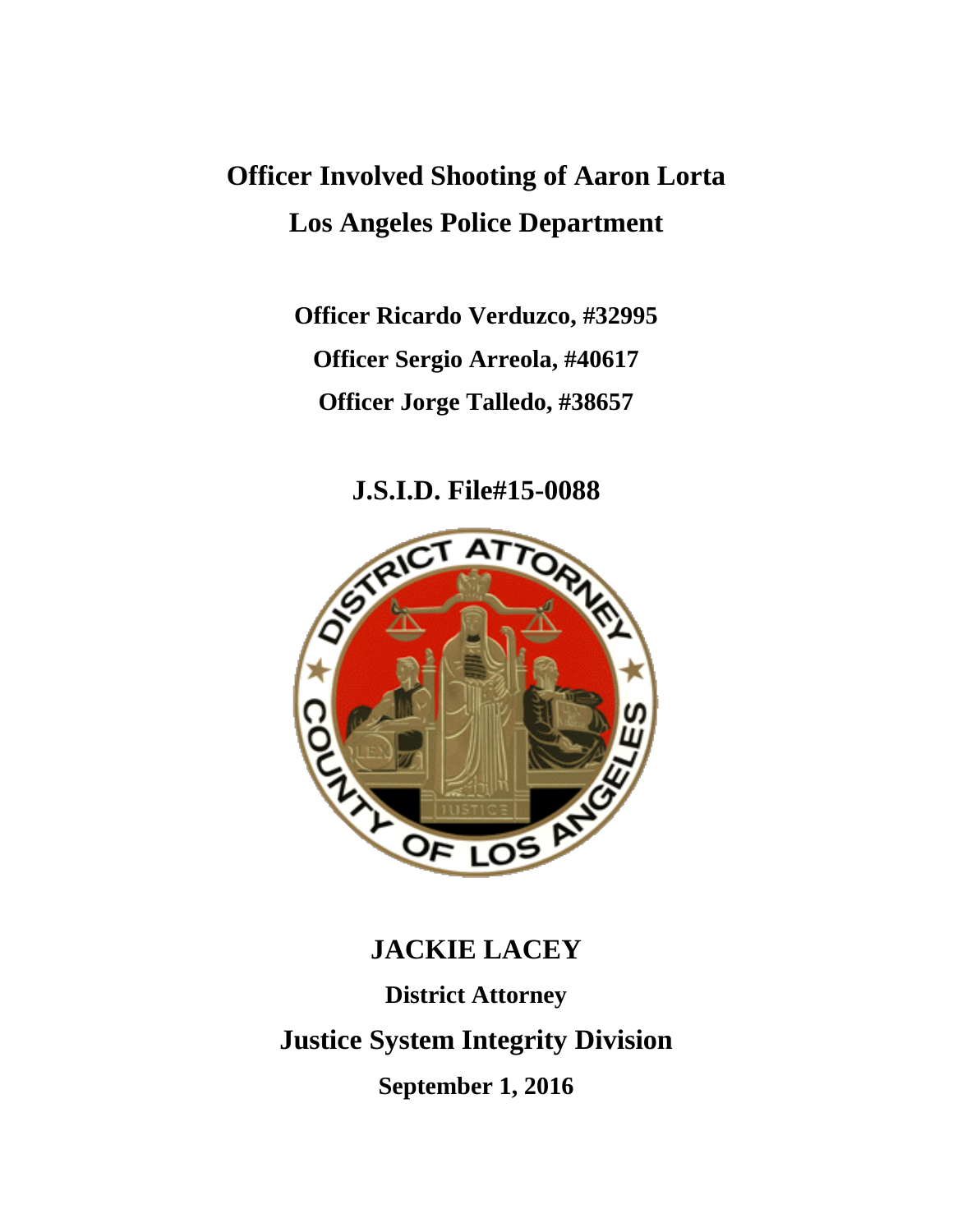# Officer Involved Shooting of Aaron Lorta

# Los Angeles Police Department

**Officer Ricardo Verduzco, #32995**

**Officer Sergio Arreola, #40617**

**Officer Jorge Talledo, #38657**

## J.S.I.D. File#15-0088

## JACKIE LACEY

**District Attorney**

## Justice System Integrity Division

**September 1, 2016**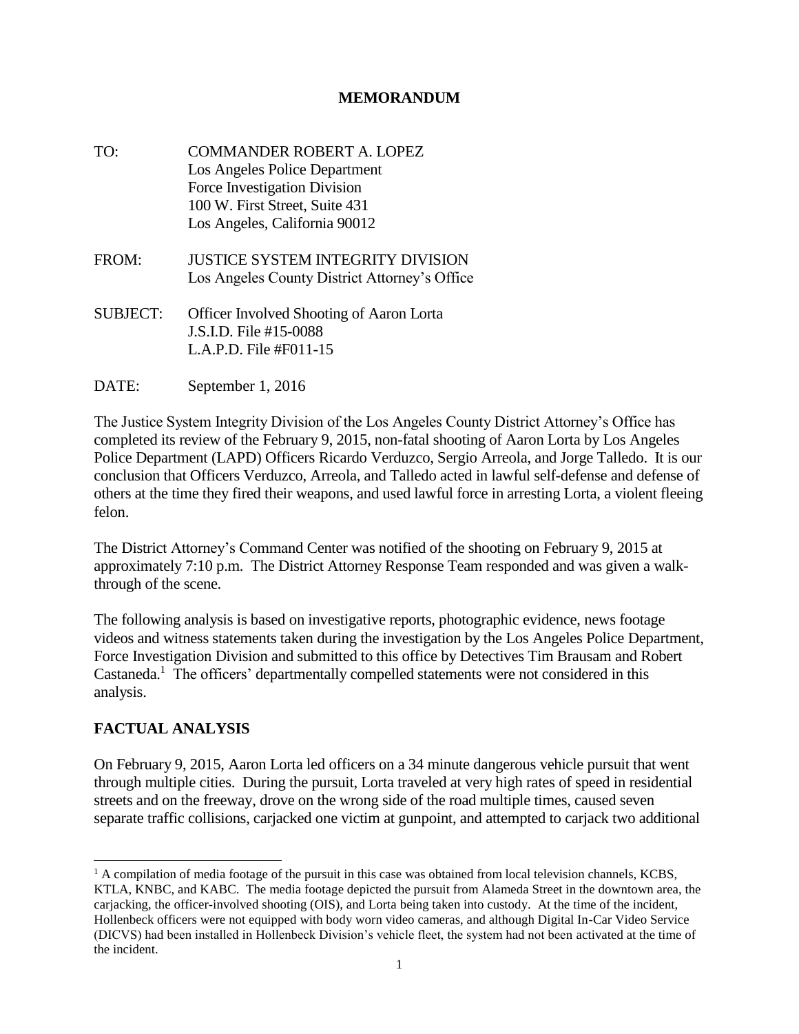**MEMORANDUM**

TO: COMMANDER ROBERT A. LOPEZ
Los Angeles Police Department
Force Investigation Division
100 W. First Street, Suite 431
Los Angeles, California 90012

FROM: JUSTICE SYSTEM INTEGRITY DIVISION
Los Angeles County District Attorney's Office

SUBJECT: Officer Involved Shooting of Aaron Lorta
J.S.I.D. File #15-0088
L.A.P.D. File #F011-15

DATE: September 1, 2016

The Justice System Integrity Division of the Los Angeles County District Attorney's Office has completed its review of the February 9, 2015, non-fatal shooting of Aaron Lorta by Los Angeles Police Department (LAPD) Officers Ricardo Verduzco, Sergio Arreola, and Jorge Talledo. It is our conclusion that Officers Verduzco, Arreola, and Talledo acted in lawful self-defense and defense of others at the time they fired their weapons, and used lawful force in arresting Lorta, a violent fleeing felon.

The District Attorney's Command Center was notified of the shooting on February 9, 2015 at approximately 7:10 p.m. The District Attorney Response Team responded and was given a walk-through of the scene.

The following analysis is based on investigative reports, photographic evidence, news footage videos and witness statements taken during the investigation by the Los Angeles Police Department, Force Investigation Division and submitted to this office by Detectives Tim Brausam and Robert Castaneda.[1] The officers' departmentally compelled statements were not considered in this analysis.

## FACTUAL ANALYSIS

On February 9, 2015, Aaron Lorta led officers on a 34 minute dangerous vehicle pursuit that went through multiple cities. During the pursuit, Lorta traveled at very high rates of speed in residential streets and on the freeway, drove on the wrong side of the road multiple times, caused seven separate traffic collisions, carjacked one victim at gunpoint, and attempted to carjack two additional

[1] A compilation of media footage of the pursuit in this case was obtained from local television channels, KCBS, KTLA, KNBC, and KABC. The media footage depicted the pursuit from Alameda Street in the downtown area, the carjacking, the officer-involved shooting (OIS), and Lorta being taken into custody. At the time of the incident, Hollenbeck officers were not equipped with body worn video cameras, and although Digital In-Car Video Service (DICVS) had been installed in Hollenbeck Division's vehicle fleet, the system had not been activated at the time of the incident.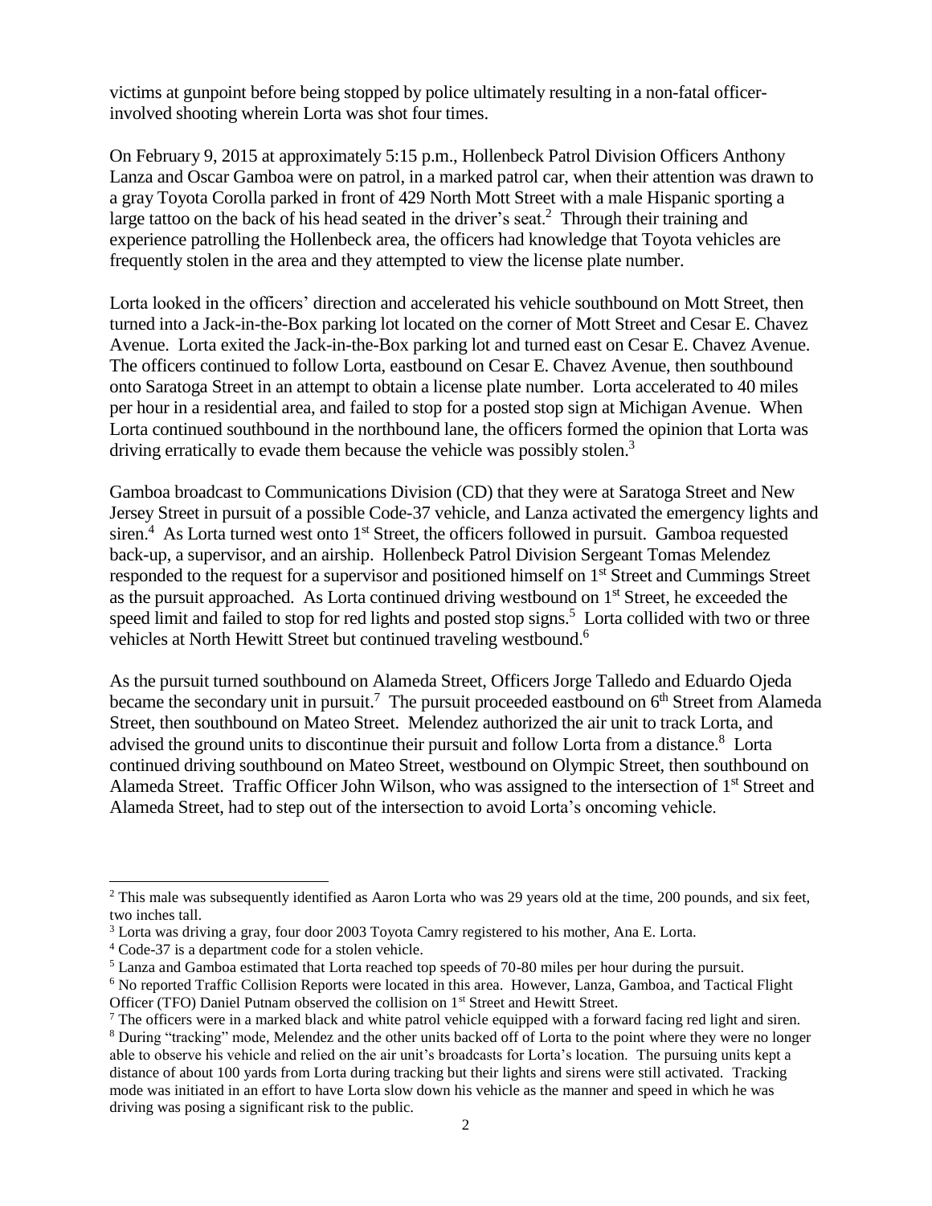victims at gunpoint before being stopped by police ultimately resulting in a non-fatal officer-involved shooting wherein Lorta was shot four times.

On February 9, 2015 at approximately 5:15 p.m., Hollenbeck Patrol Division Officers Anthony Lanza and Oscar Gamboa were on patrol, in a marked patrol car, when their attention was drawn to a gray Toyota Corolla parked in front of 429 North Mott Street with a male Hispanic sporting a large tattoo on the back of his head seated in the driver's seat.[2] Through their training and experience patrolling the Hollenbeck area, the officers had knowledge that Toyota vehicles are frequently stolen in the area and they attempted to view the license plate number.

Lorta looked in the officers' direction and accelerated his vehicle southbound on Mott Street, then turned into a Jack-in-the-Box parking lot located on the corner of Mott Street and Cesar E. Chavez Avenue. Lorta exited the Jack-in-the-Box parking lot and turned east on Cesar E. Chavez Avenue. The officers continued to follow Lorta, eastbound on Cesar E. Chavez Avenue, then southbound onto Saratoga Street in an attempt to obtain a license plate number. Lorta accelerated to 40 miles per hour in a residential area, and failed to stop for a posted stop sign at Michigan Avenue. When Lorta continued southbound in the northbound lane, the officers formed the opinion that Lorta was driving erratically to evade them because the vehicle was possibly stolen.[3]

Gamboa broadcast to Communications Division (CD) that they were at Saratoga Street and New Jersey Street in pursuit of a possible Code-37 vehicle, and Lanza activated the emergency lights and siren.[4] As Lorta turned west onto 1st Street, the officers followed in pursuit. Gamboa requested back-up, a supervisor, and an airship. Hollenbeck Patrol Division Sergeant Tomas Melendez responded to the request for a supervisor and positioned himself on 1st Street and Cummings Street as the pursuit approached. As Lorta continued driving westbound on 1st Street, he exceeded the speed limit and failed to stop for red lights and posted stop signs.[5] Lorta collided with two or three vehicles at North Hewitt Street but continued traveling westbound.[6]

As the pursuit turned southbound on Alameda Street, Officers Jorge Talledo and Eduardo Ojeda became the secondary unit in pursuit.[7] The pursuit proceeded eastbound on 6th Street from Alameda Street, then southbound on Mateo Street. Melendez authorized the air unit to track Lorta, and advised the ground units to discontinue their pursuit and follow Lorta from a distance.[8] Lorta continued driving southbound on Mateo Street, westbound on Olympic Street, then southbound on Alameda Street. Traffic Officer John Wilson, who was assigned to the intersection of 1st Street and Alameda Street, had to step out of the intersection to avoid Lorta's oncoming vehicle.

---

[2] This male was subsequently identified as Aaron Lorta who was 29 years old at the time, 200 pounds, and six feet, two inches tall.

[3] Lorta was driving a gray, four door 2003 Toyota Camry registered to his mother, Ana E. Lorta.

[4] Code-37 is a department code for a stolen vehicle.

[5] Lanza and Gamboa estimated that Lorta reached top speeds of 70-80 miles per hour during the pursuit.

[6] No reported Traffic Collision Reports were located in this area. However, Lanza, Gamboa, and Tactical Flight Officer (TFO) Daniel Putnam observed the collision on 1st Street and Hewitt Street.

[7] The officers were in a marked black and white patrol vehicle equipped with a forward facing red light and siren.

[8] During "tracking" mode, Melendez and the other units backed off of Lorta to the point where they were no longer able to observe his vehicle and relied on the air unit's broadcasts for Lorta's location. The pursuing units kept a distance of about 100 yards from Lorta during tracking but their lights and sirens were still activated. Tracking mode was initiated in an effort to have Lorta slow down his vehicle as the manner and speed in which he was driving was posing a significant risk to the public.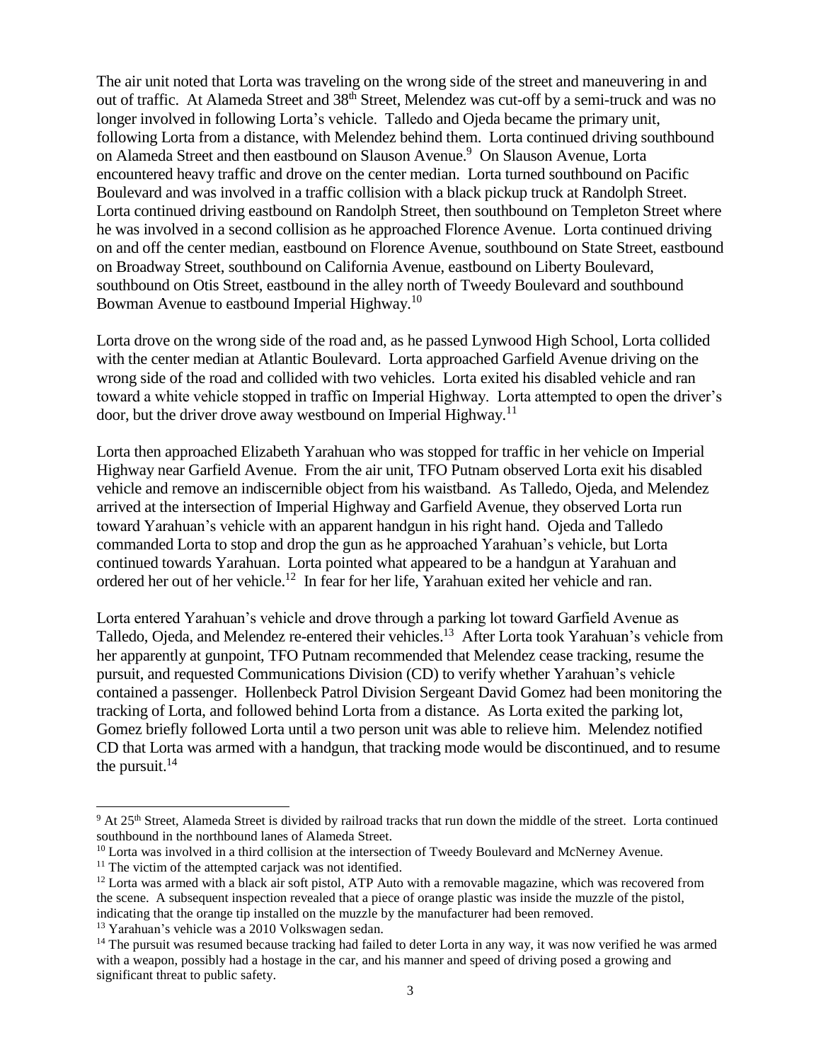The air unit noted that Lorta was traveling on the wrong side of the street and maneuvering in and out of traffic. At Alameda Street and 38th Street, Melendez was cut-off by a semi-truck and was no longer involved in following Lorta's vehicle. Talledo and Ojeda became the primary unit, following Lorta from a distance, with Melendez behind them. Lorta continued driving southbound on Alameda Street and then eastbound on Slauson Avenue.[9] On Slauson Avenue, Lorta encountered heavy traffic and drove on the center median. Lorta turned southbound on Pacific Boulevard and was involved in a traffic collision with a black pickup truck at Randolph Street. Lorta continued driving eastbound on Randolph Street, then southbound on Templeton Street where he was involved in a second collision as he approached Florence Avenue. Lorta continued driving on and off the center median, eastbound on Florence Avenue, southbound on State Street, eastbound on Broadway Street, southbound on California Avenue, eastbound on Liberty Boulevard, southbound on Otis Street, eastbound in the alley north of Tweedy Boulevard and southbound Bowman Avenue to eastbound Imperial Highway.[10]

Lorta drove on the wrong side of the road and, as he passed Lynwood High School, Lorta collided with the center median at Atlantic Boulevard. Lorta approached Garfield Avenue driving on the wrong side of the road and collided with two vehicles. Lorta exited his disabled vehicle and ran toward a white vehicle stopped in traffic on Imperial Highway. Lorta attempted to open the driver's door, but the driver drove away westbound on Imperial Highway.[11]

Lorta then approached Elizabeth Yarahuan who was stopped for traffic in her vehicle on Imperial Highway near Garfield Avenue. From the air unit, TFO Putnam observed Lorta exit his disabled vehicle and remove an indiscernible object from his waistband. As Talledo, Ojeda, and Melendez arrived at the intersection of Imperial Highway and Garfield Avenue, they observed Lorta run toward Yarahuan's vehicle with an apparent handgun in his right hand. Ojeda and Talledo commanded Lorta to stop and drop the gun as he approached Yarahuan's vehicle, but Lorta continued towards Yarahuan. Lorta pointed what appeared to be a handgun at Yarahuan and ordered her out of her vehicle.[12] In fear for her life, Yarahuan exited her vehicle and ran.

Lorta entered Yarahuan's vehicle and drove through a parking lot toward Garfield Avenue as Talledo, Ojeda, and Melendez re-entered their vehicles.[13] After Lorta took Yarahuan's vehicle from her apparently at gunpoint, TFO Putnam recommended that Melendez cease tracking, resume the pursuit, and requested Communications Division (CD) to verify whether Yarahuan's vehicle contained a passenger. Hollenbeck Patrol Division Sergeant David Gomez had been monitoring the tracking of Lorta, and followed behind Lorta from a distance. As Lorta exited the parking lot, Gomez briefly followed Lorta until a two person unit was able to relieve him. Melendez notified CD that Lorta was armed with a handgun, that tracking mode would be discontinued, and to resume the pursuit.[14]

---

[9] At 25th Street, Alameda Street is divided by railroad tracks that run down the middle of the street. Lorta continued southbound in the northbound lanes of Alameda Street.

[10] Lorta was involved in a third collision at the intersection of Tweedy Boulevard and McNerney Avenue.

[11] The victim of the attempted carjack was not identified.

[12] Lorta was armed with a black air soft pistol, ATP Auto with a removable magazine, which was recovered from the scene. A subsequent inspection revealed that a piece of orange plastic was inside the muzzle of the pistol, indicating that the orange tip installed on the muzzle by the manufacturer had been removed.

[13] Yarahuan's vehicle was a 2010 Volkswagen sedan.

[14] The pursuit was resumed because tracking had failed to deter Lorta in any way, it was now verified he was armed with a weapon, possibly had a hostage in the car, and his manner and speed of driving posed a growing and significant threat to public safety.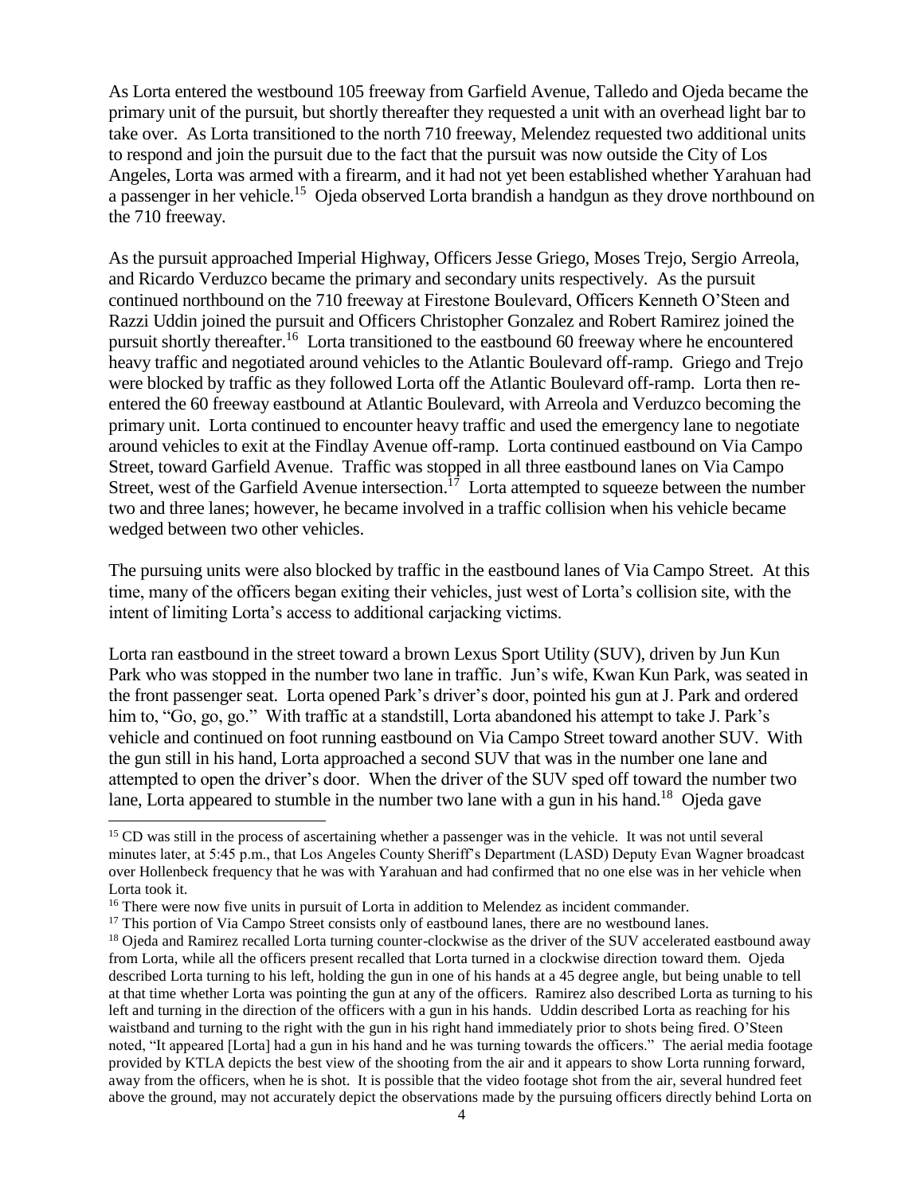As Lorta entered the westbound 105 freeway from Garfield Avenue, Talledo and Ojeda became the primary unit of the pursuit, but shortly thereafter they requested a unit with an overhead light bar to take over. As Lorta transitioned to the north 710 freeway, Melendez requested two additional units to respond and join the pursuit due to the fact that the pursuit was now outside the City of Los Angeles, Lorta was armed with a firearm, and it had not yet been established whether Yarahuan had a passenger in her vehicle.[15] Ojeda observed Lorta brandish a handgun as they drove northbound on the 710 freeway.

As the pursuit approached Imperial Highway, Officers Jesse Griego, Moses Trejo, Sergio Arreola, and Ricardo Verduzco became the primary and secondary units respectively. As the pursuit continued northbound on the 710 freeway at Firestone Boulevard, Officers Kenneth O'Steen and Razzi Uddin joined the pursuit and Officers Christopher Gonzalez and Robert Ramirez joined the pursuit shortly thereafter.[16] Lorta transitioned to the eastbound 60 freeway where he encountered heavy traffic and negotiated around vehicles to the Atlantic Boulevard off-ramp. Griego and Trejo were blocked by traffic as they followed Lorta off the Atlantic Boulevard off-ramp. Lorta then re-entered the 60 freeway eastbound at Atlantic Boulevard, with Arreola and Verduzco becoming the primary unit. Lorta continued to encounter heavy traffic and used the emergency lane to negotiate around vehicles to exit at the Findlay Avenue off-ramp. Lorta continued eastbound on Via Campo Street, toward Garfield Avenue. Traffic was stopped in all three eastbound lanes on Via Campo Street, west of the Garfield Avenue intersection.[17] Lorta attempted to squeeze between the number two and three lanes; however, he became involved in a traffic collision when his vehicle became wedged between two other vehicles.

The pursuing units were also blocked by traffic in the eastbound lanes of Via Campo Street. At this time, many of the officers began exiting their vehicles, just west of Lorta's collision site, with the intent of limiting Lorta's access to additional carjacking victims.

Lorta ran eastbound in the street toward a brown Lexus Sport Utility (SUV), driven by Jun Kun Park who was stopped in the number two lane in traffic. Jun's wife, Kwan Kun Park, was seated in the front passenger seat. Lorta opened Park's driver's door, pointed his gun at J. Park and ordered him to, "Go, go, go." With traffic at a standstill, Lorta abandoned his attempt to take J. Park's vehicle and continued on foot running eastbound on Via Campo Street toward another SUV. With the gun still in his hand, Lorta approached a second SUV that was in the number one lane and attempted to open the driver's door. When the driver of the SUV sped off toward the number two lane, Lorta appeared to stumble in the number two lane with a gun in his hand.[18] Ojeda gave

---

[15] CD was still in the process of ascertaining whether a passenger was in the vehicle. It was not until several minutes later, at 5:45 p.m., that Los Angeles County Sheriff's Department (LASD) Deputy Evan Wagner broadcast over Hollenbeck frequency that he was with Yarahuan and had confirmed that no one else was in her vehicle when Lorta took it.

[16] There were now five units in pursuit of Lorta in addition to Melendez as incident commander.

[17] This portion of Via Campo Street consists only of eastbound lanes, there are no westbound lanes.

[18] Ojeda and Ramirez recalled Lorta turning counter-clockwise as the driver of the SUV accelerated eastbound away from Lorta, while all the officers present recalled that Lorta turned in a clockwise direction toward them. Ojeda described Lorta turning to his left, holding the gun in one of his hands at a 45 degree angle, but being unable to tell at that time whether Lorta was pointing the gun at any of the officers. Ramirez also described Lorta as turning to his left and turning in the direction of the officers with a gun in his hands. Uddin described Lorta as reaching for his waistband and turning to the right with the gun in his right hand immediately prior to shots being fired. O'Steen noted, "It appeared [Lorta] had a gun in his hand and he was turning towards the officers." The aerial media footage provided by KTLA depicts the best view of the shooting from the air and it appears to show Lorta running forward, away from the officers, when he is shot. It is possible that the video footage shot from the air, several hundred feet above the ground, may not accurately depict the observations made by the pursuing officers directly behind Lorta on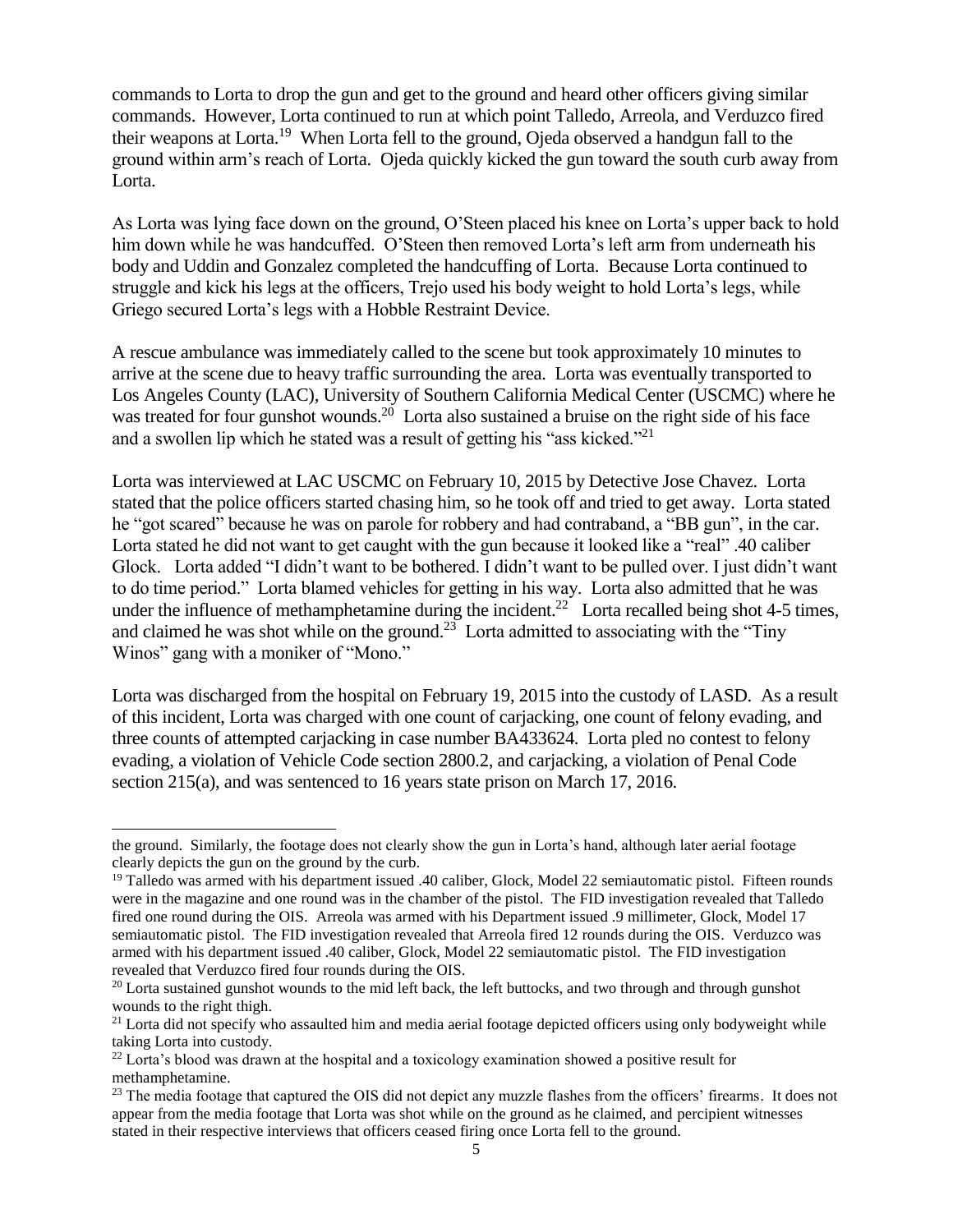commands to Lorta to drop the gun and get to the ground and heard other officers giving similar commands. However, Lorta continued to run at which point Talledo, Arreola, and Verduzco fired their weapons at Lorta.[19] When Lorta fell to the ground, Ojeda observed a handgun fall to the ground within arm's reach of Lorta. Ojeda quickly kicked the gun toward the south curb away from Lorta.

As Lorta was lying face down on the ground, O'Steen placed his knee on Lorta's upper back to hold him down while he was handcuffed. O'Steen then removed Lorta's left arm from underneath his body and Uddin and Gonzalez completed the handcuffing of Lorta. Because Lorta continued to struggle and kick his legs at the officers, Trejo used his body weight to hold Lorta's legs, while Griego secured Lorta's legs with a Hobble Restraint Device.

A rescue ambulance was immediately called to the scene but took approximately 10 minutes to arrive at the scene due to heavy traffic surrounding the area. Lorta was eventually transported to Los Angeles County (LAC), University of Southern California Medical Center (USCMC) where he was treated for four gunshot wounds.[20] Lorta also sustained a bruise on the right side of his face and a swollen lip which he stated was a result of getting his "ass kicked."[21]

Lorta was interviewed at LAC USCMC on February 10, 2015 by Detective Jose Chavez. Lorta stated that the police officers started chasing him, so he took off and tried to get away. Lorta stated he "got scared" because he was on parole for robbery and had contraband, a "BB gun", in the car. Lorta stated he did not want to get caught with the gun because it looked like a "real" .40 caliber Glock. Lorta added "I didn't want to be bothered. I didn't want to be pulled over. I just didn't want to do time period." Lorta blamed vehicles for getting in his way. Lorta also admitted that he was under the influence of methamphetamine during the incident.[22] Lorta recalled being shot 4-5 times, and claimed he was shot while on the ground.[23] Lorta admitted to associating with the "Tiny Winos" gang with a moniker of "Mono."

Lorta was discharged from the hospital on February 19, 2015 into the custody of LASD. As a result of this incident, Lorta was charged with one count of carjacking, one count of felony evading, and three counts of attempted carjacking in case number BA433624. Lorta pled no contest to felony evading, a violation of Vehicle Code section 2800.2, and carjacking, a violation of Penal Code section 215(a), and was sentenced to 16 years state prison on March 17, 2016.

---

the ground. Similarly, the footage does not clearly show the gun in Lorta's hand, although later aerial footage clearly depicts the gun on the ground by the curb.

[19] Talledo was armed with his department issued .40 caliber, Glock, Model 22 semiautomatic pistol. Fifteen rounds were in the magazine and one round was in the chamber of the pistol. The FID investigation revealed that Talledo fired one round during the OIS. Arreola was armed with his Department issued .9 millimeter, Glock, Model 17 semiautomatic pistol. The FID investigation revealed that Arreola fired 12 rounds during the OIS. Verduzco was armed with his department issued .40 caliber, Glock, Model 22 semiautomatic pistol. The FID investigation revealed that Verduzco fired four rounds during the OIS.

[20] Lorta sustained gunshot wounds to the mid left back, the left buttocks, and two through and through gunshot wounds to the right thigh.

[21] Lorta did not specify who assaulted him and media aerial footage depicted officers using only bodyweight while taking Lorta into custody.

[22] Lorta's blood was drawn at the hospital and a toxicology examination showed a positive result for methamphetamine.

[23] The media footage that captured the OIS did not depict any muzzle flashes from the officers' firearms. It does not appear from the media footage that Lorta was shot while on the ground as he claimed, and percipient witnesses stated in their respective interviews that officers ceased firing once Lorta fell to the ground.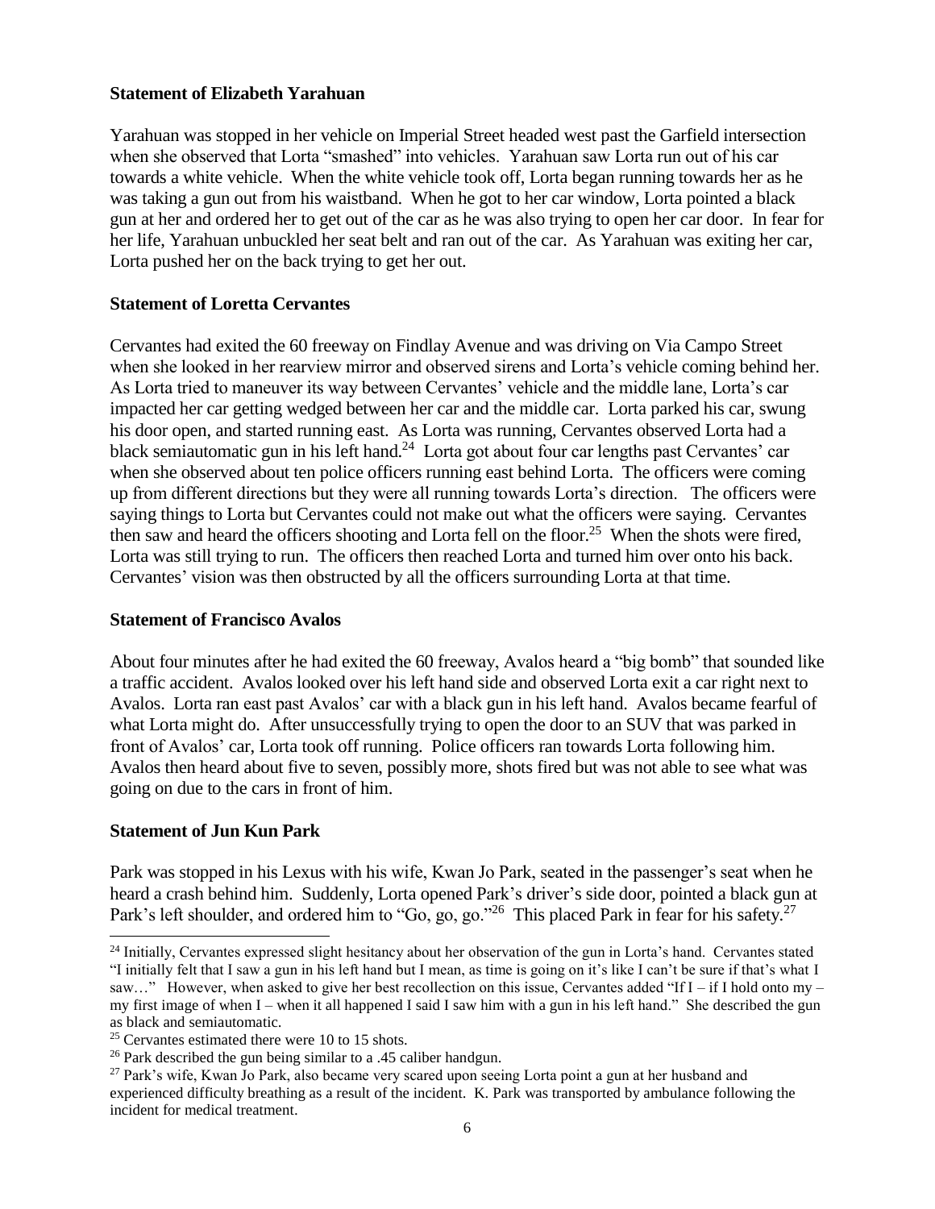**Statement of Elizabeth Yarahuan**

Yarahuan was stopped in her vehicle on Imperial Street headed west past the Garfield intersection when she observed that Lorta "smashed" into vehicles. Yarahuan saw Lorta run out of his car towards a white vehicle. When the white vehicle took off, Lorta began running towards her as he was taking a gun out from his waistband. When he got to her car window, Lorta pointed a black gun at her and ordered her to get out of the car as he was also trying to open her car door. In fear for her life, Yarahuan unbuckled her seat belt and ran out of the car. As Yarahuan was exiting her car, Lorta pushed her on the back trying to get her out.

**Statement of Loretta Cervantes**

Cervantes had exited the 60 freeway on Findlay Avenue and was driving on Via Campo Street when she looked in her rearview mirror and observed sirens and Lorta's vehicle coming behind her. As Lorta tried to maneuver its way between Cervantes' vehicle and the middle lane, Lorta's car impacted her car getting wedged between her car and the middle car. Lorta parked his car, swung his door open, and started running east. As Lorta was running, Cervantes observed Lorta had a black semiautomatic gun in his left hand.[24] Lorta got about four car lengths past Cervantes' car when she observed about ten police officers running east behind Lorta. The officers were coming up from different directions but they were all running towards Lorta's direction. The officers were saying things to Lorta but Cervantes could not make out what the officers were saying. Cervantes then saw and heard the officers shooting and Lorta fell on the floor.[25] When the shots were fired, Lorta was still trying to run. The officers then reached Lorta and turned him over onto his back. Cervantes' vision was then obstructed by all the officers surrounding Lorta at that time.

**Statement of Francisco Avalos**

About four minutes after he had exited the 60 freeway, Avalos heard a "big bomb" that sounded like a traffic accident. Avalos looked over his left hand side and observed Lorta exit a car right next to Avalos. Lorta ran east past Avalos' car with a black gun in his left hand. Avalos became fearful of what Lorta might do. After unsuccessfully trying to open the door to an SUV that was parked in front of Avalos' car, Lorta took off running. Police officers ran towards Lorta following him. Avalos then heard about five to seven, possibly more, shots fired but was not able to see what was going on due to the cars in front of him.

**Statement of Jun Kun Park**

Park was stopped in his Lexus with his wife, Kwan Jo Park, seated in the passenger's seat when he heard a crash behind him. Suddenly, Lorta opened Park's driver's side door, pointed a black gun at Park's left shoulder, and ordered him to "Go, go, go."[26] This placed Park in fear for his safety.[27]

---

[24] Initially, Cervantes expressed slight hesitancy about her observation of the gun in Lorta's hand. Cervantes stated "I initially felt that I saw a gun in his left hand but I mean, as time is going on it's like I can't be sure if that's what I saw…" However, when asked to give her best recollection on this issue, Cervantes added "If I – if I hold onto my – my first image of when I – when it all happened I said I saw him with a gun in his left hand." She described the gun as black and semiautomatic.

[25] Cervantes estimated there were 10 to 15 shots.

[26] Park described the gun being similar to a .45 caliber handgun.

[27] Park's wife, Kwan Jo Park, also became very scared upon seeing Lorta point a gun at her husband and experienced difficulty breathing as a result of the incident. K. Park was transported by ambulance following the incident for medical treatment.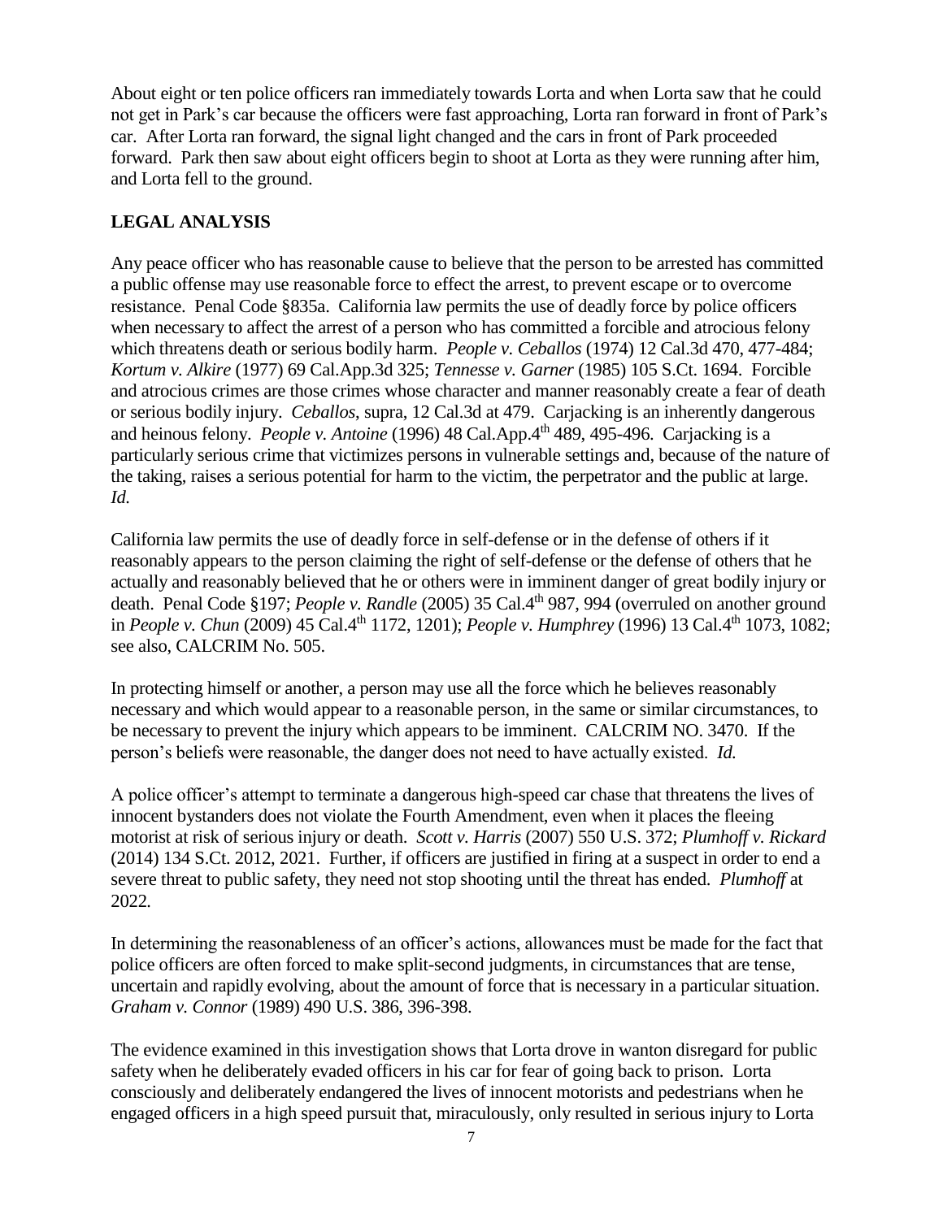About eight or ten police officers ran immediately towards Lorta and when Lorta saw that he could not get in Park's car because the officers were fast approaching, Lorta ran forward in front of Park's car. After Lorta ran forward, the signal light changed and the cars in front of Park proceeded forward. Park then saw about eight officers begin to shoot at Lorta as they were running after him, and Lorta fell to the ground.

## LEGAL ANALYSIS

Any peace officer who has reasonable cause to believe that the person to be arrested has committed a public offense may use reasonable force to effect the arrest, to prevent escape or to overcome resistance. Penal Code §835a. California law permits the use of deadly force by police officers when necessary to affect the arrest of a person who has committed a forcible and atrocious felony which threatens death or serious bodily harm. *People v. Ceballos* (1974) 12 Cal.3d 470, 477-484; *Kortum v. Alkire* (1977) 69 Cal.App.3d 325; *Tennesse v. Garner* (1985) 105 S.Ct. 1694. Forcible and atrocious crimes are those crimes whose character and manner reasonably create a fear of death or serious bodily injury. *Ceballos*, supra, 12 Cal.3d at 479. Carjacking is an inherently dangerous and heinous felony. *People v. Antoine* (1996) 48 Cal.App.4th 489, 495-496. Carjacking is a particularly serious crime that victimizes persons in vulnerable settings and, because of the nature of the taking, raises a serious potential for harm to the victim, the perpetrator and the public at large. *Id.*

California law permits the use of deadly force in self-defense or in the defense of others if it reasonably appears to the person claiming the right of self-defense or the defense of others that he actually and reasonably believed that he or others were in imminent danger of great bodily injury or death. Penal Code §197; *People v. Randle* (2005) 35 Cal.4th 987, 994 (overruled on another ground in *People v. Chun* (2009) 45 Cal.4th 1172, 1201); *People v. Humphrey* (1996) 13 Cal.4th 1073, 1082; see also, CALCRIM No. 505.

In protecting himself or another, a person may use all the force which he believes reasonably necessary and which would appear to a reasonable person, in the same or similar circumstances, to be necessary to prevent the injury which appears to be imminent. CALCRIM NO. 3470. If the person's beliefs were reasonable, the danger does not need to have actually existed. *Id.*

A police officer's attempt to terminate a dangerous high-speed car chase that threatens the lives of innocent bystanders does not violate the Fourth Amendment, even when it places the fleeing motorist at risk of serious injury or death. *Scott v. Harris* (2007) 550 U.S. 372; *Plumhoff v. Rickard* (2014) 134 S.Ct. 2012, 2021. Further, if officers are justified in firing at a suspect in order to end a severe threat to public safety, they need not stop shooting until the threat has ended. *Plumhoff* at 2022.

In determining the reasonableness of an officer's actions, allowances must be made for the fact that police officers are often forced to make split-second judgments, in circumstances that are tense, uncertain and rapidly evolving, about the amount of force that is necessary in a particular situation. *Graham v. Connor* (1989) 490 U.S. 386, 396-398.

The evidence examined in this investigation shows that Lorta drove in wanton disregard for public safety when he deliberately evaded officers in his car for fear of going back to prison. Lorta consciously and deliberately endangered the lives of innocent motorists and pedestrians when he engaged officers in a high speed pursuit that, miraculously, only resulted in serious injury to Lorta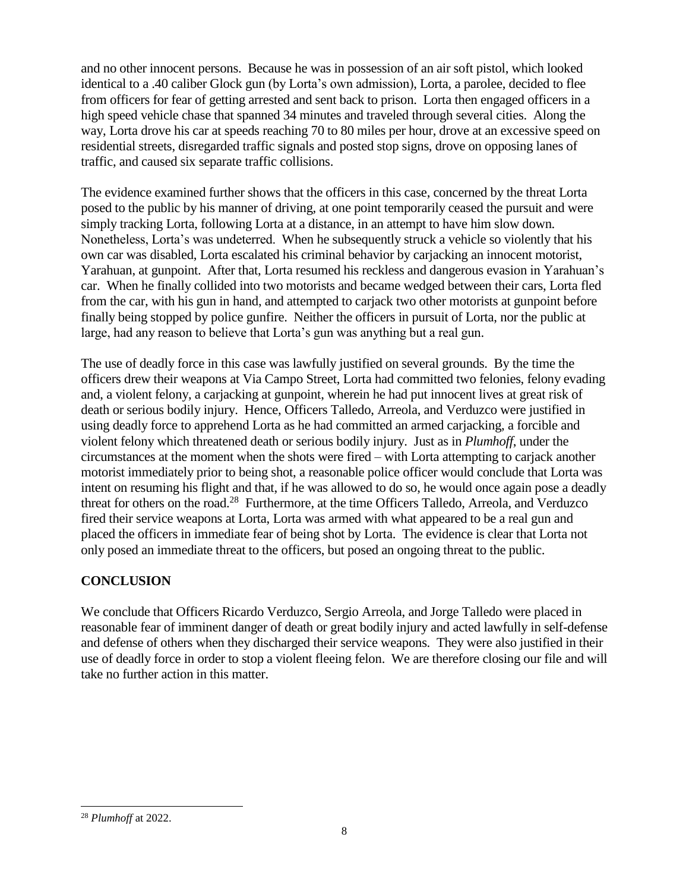and no other innocent persons. Because he was in possession of an air soft pistol, which looked identical to a .40 caliber Glock gun (by Lorta's own admission), Lorta, a parolee, decided to flee from officers for fear of getting arrested and sent back to prison. Lorta then engaged officers in a high speed vehicle chase that spanned 34 minutes and traveled through several cities. Along the way, Lorta drove his car at speeds reaching 70 to 80 miles per hour, drove at an excessive speed on residential streets, disregarded traffic signals and posted stop signs, drove on opposing lanes of traffic, and caused six separate traffic collisions.

The evidence examined further shows that the officers in this case, concerned by the threat Lorta posed to the public by his manner of driving, at one point temporarily ceased the pursuit and were simply tracking Lorta, following Lorta at a distance, in an attempt to have him slow down. Nonetheless, Lorta's was undeterred. When he subsequently struck a vehicle so violently that his own car was disabled, Lorta escalated his criminal behavior by carjacking an innocent motorist, Yarahuan, at gunpoint. After that, Lorta resumed his reckless and dangerous evasion in Yarahuan's car. When he finally collided into two motorists and became wedged between their cars, Lorta fled from the car, with his gun in hand, and attempted to carjack two other motorists at gunpoint before finally being stopped by police gunfire. Neither the officers in pursuit of Lorta, nor the public at large, had any reason to believe that Lorta's gun was anything but a real gun.

The use of deadly force in this case was lawfully justified on several grounds. By the time the officers drew their weapons at Via Campo Street, Lorta had committed two felonies, felony evading and, a violent felony, a carjacking at gunpoint, wherein he had put innocent lives at great risk of death or serious bodily injury. Hence, Officers Talledo, Arreola, and Verduzco were justified in using deadly force to apprehend Lorta as he had committed an armed carjacking, a forcible and violent felony which threatened death or serious bodily injury. Just as in *Plumhoff*, under the circumstances at the moment when the shots were fired – with Lorta attempting to carjack another motorist immediately prior to being shot, a reasonable police officer would conclude that Lorta was intent on resuming his flight and that, if he was allowed to do so, he would once again pose a deadly threat for others on the road.[28] Furthermore, at the time Officers Talledo, Arreola, and Verduzco fired their service weapons at Lorta, Lorta was armed with what appeared to be a real gun and placed the officers in immediate fear of being shot by Lorta. The evidence is clear that Lorta not only posed an immediate threat to the officers, but posed an ongoing threat to the public.

## CONCLUSION

We conclude that Officers Ricardo Verduzco, Sergio Arreola, and Jorge Talledo were placed in reasonable fear of imminent danger of death or great bodily injury and acted lawfully in self-defense and defense of others when they discharged their service weapons. They were also justified in their use of deadly force in order to stop a violent fleeing felon. We are therefore closing our file and will take no further action in this matter.

[28] *Plumhoff* at 2022.